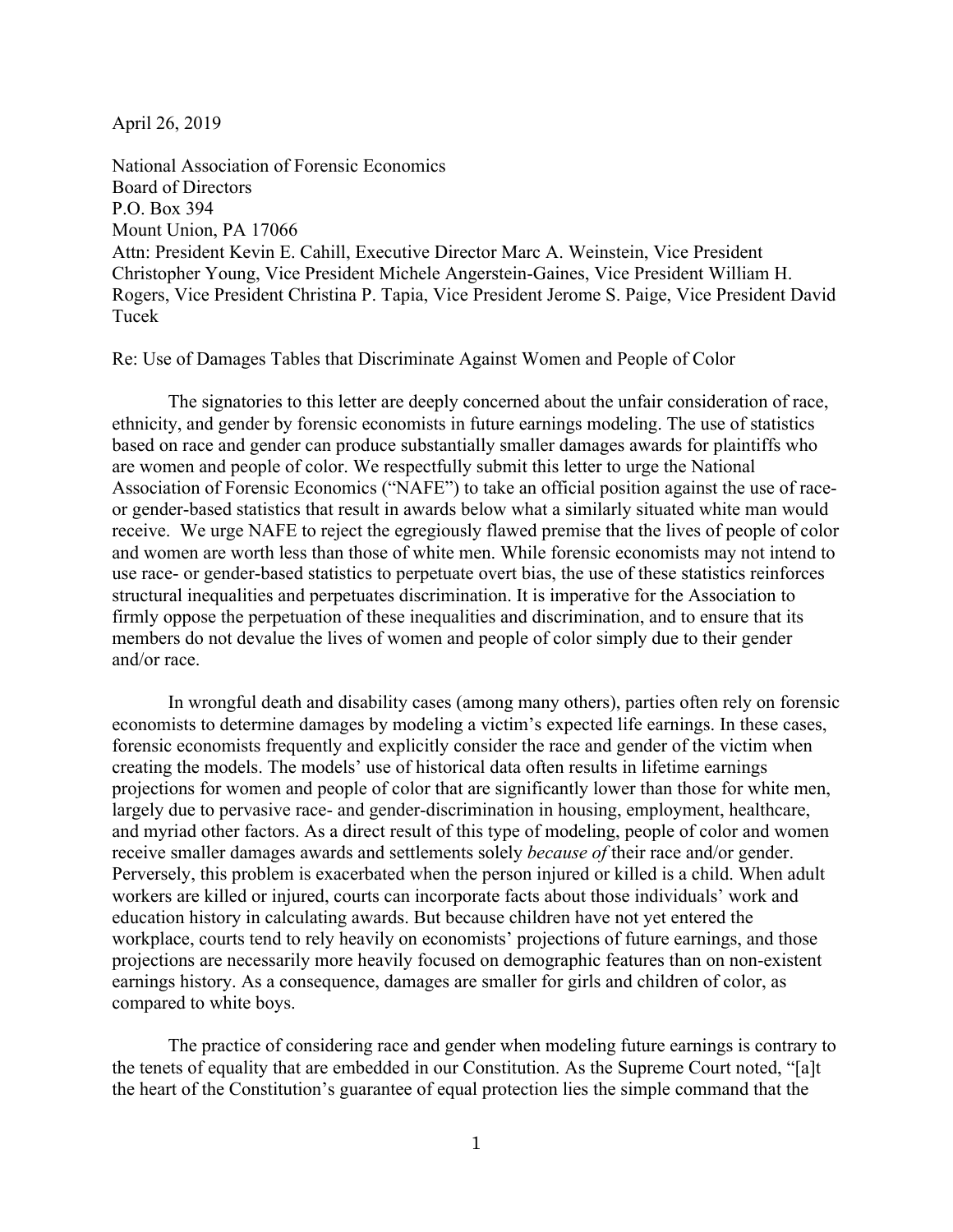April 26, 2019

National Association of Forensic Economics
Board of Directors
P.O. Box 394
Mount Union, PA 17066
Attn: President Kevin E. Cahill, Executive Director Marc A. Weinstein, Vice President Christopher Young, Vice President Michele Angerstein-Gaines, Vice President William H. Rogers, Vice President Christina P. Tapia, Vice President Jerome S. Paige, Vice President David Tucek

Re: Use of Damages Tables that Discriminate Against Women and People of Color

The signatories to this letter are deeply concerned about the unfair consideration of race, ethnicity, and gender by forensic economists in future earnings modeling. The use of statistics based on race and gender can produce substantially smaller damages awards for plaintiffs who are women and people of color. We respectfully submit this letter to urge the National Association of Forensic Economics ("NAFE") to take an official position against the use of race- or gender-based statistics that result in awards below what a similarly situated white man would receive. We urge NAFE to reject the egregiously flawed premise that the lives of people of color and women are worth less than those of white men. While forensic economists may not intend to use race- or gender-based statistics to perpetuate overt bias, the use of these statistics reinforces structural inequalities and perpetuates discrimination. It is imperative for the Association to firmly oppose the perpetuation of these inequalities and discrimination, and to ensure that its members do not devalue the lives of women and people of color simply due to their gender and/or race.

In wrongful death and disability cases (among many others), parties often rely on forensic economists to determine damages by modeling a victim's expected life earnings. In these cases, forensic economists frequently and explicitly consider the race and gender of the victim when creating the models. The models' use of historical data often results in lifetime earnings projections for women and people of color that are significantly lower than those for white men, largely due to pervasive race- and gender-discrimination in housing, employment, healthcare, and myriad other factors. As a direct result of this type of modeling, people of color and women receive smaller damages awards and settlements solely *because of* their race and/or gender. Perversely, this problem is exacerbated when the person injured or killed is a child. When adult workers are killed or injured, courts can incorporate facts about those individuals' work and education history in calculating awards. But because children have not yet entered the workplace, courts tend to rely heavily on economists' projections of future earnings, and those projections are necessarily more heavily focused on demographic features than on non-existent earnings history. As a consequence, damages are smaller for girls and children of color, as compared to white boys.

The practice of considering race and gender when modeling future earnings is contrary to the tenets of equality that are embedded in our Constitution. As the Supreme Court noted, "[a]t the heart of the Constitution's guarantee of equal protection lies the simple command that the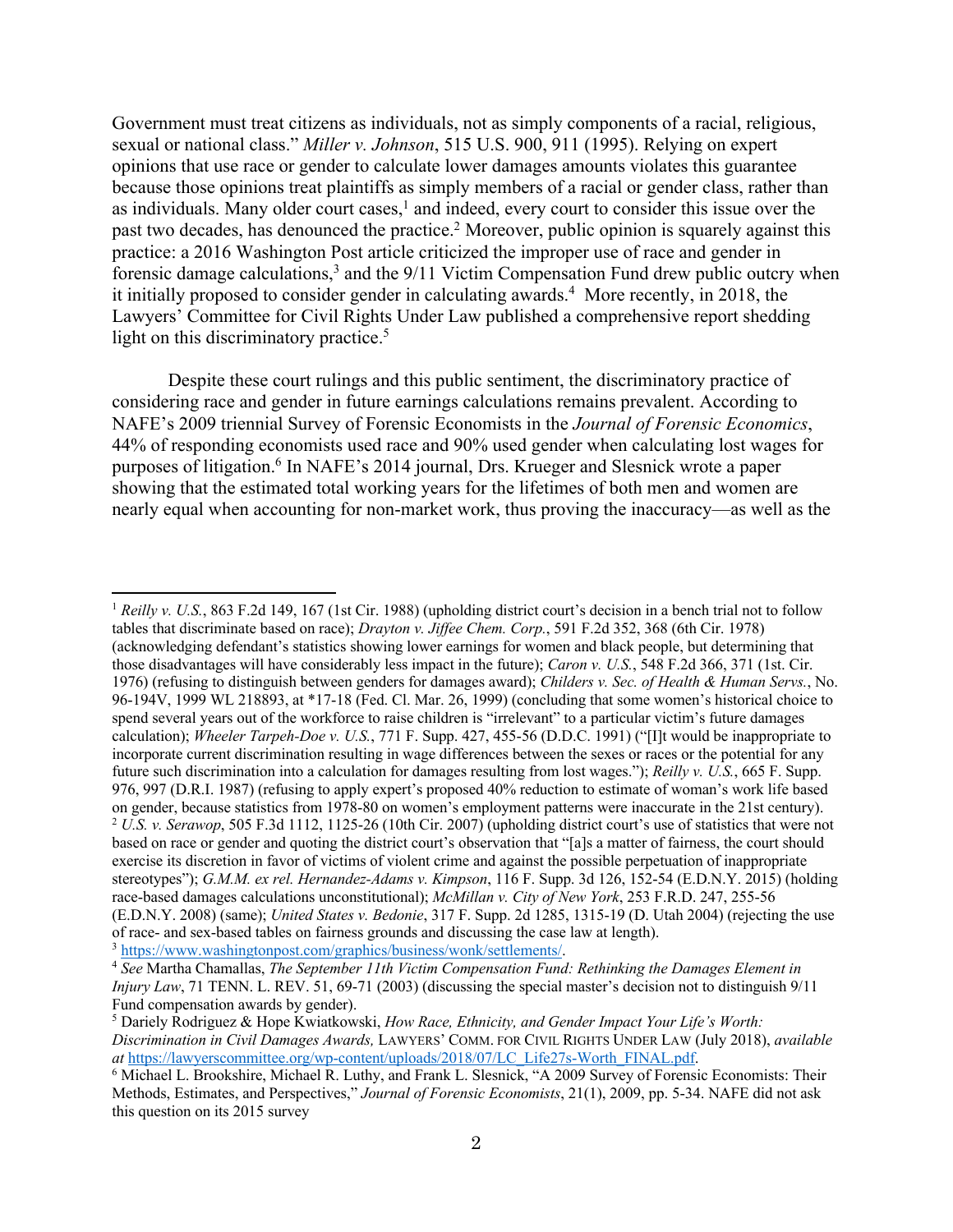Government must treat citizens as individuals, not as simply components of a racial, religious, sexual or national class." *Miller v. Johnson*, 515 U.S. 900, 911 (1995). Relying on expert opinions that use race or gender to calculate lower damages amounts violates this guarantee because those opinions treat plaintiffs as simply members of a racial or gender class, rather than as individuals. Many older court cases,[1] and indeed, every court to consider this issue over the past two decades, has denounced the practice.[2] Moreover, public opinion is squarely against this practice: a 2016 Washington Post article criticized the improper use of race and gender in forensic damage calculations,[3] and the 9/11 Victim Compensation Fund drew public outcry when it initially proposed to consider gender in calculating awards.[4] More recently, in 2018, the Lawyers' Committee for Civil Rights Under Law published a comprehensive report shedding light on this discriminatory practice.[5]

Despite these court rulings and this public sentiment, the discriminatory practice of considering race and gender in future earnings calculations remains prevalent. According to NAFE's 2009 triennial Survey of Forensic Economists in the *Journal of Forensic Economics*, 44% of responding economists used race and 90% used gender when calculating lost wages for purposes of litigation.[6] In NAFE's 2014 journal, Drs. Krueger and Slesnick wrote a paper showing that the estimated total working years for the lifetimes of both men and women are nearly equal when accounting for non-market work, thus proving the inaccuracy—as well as the

---

[1] *Reilly v. U.S.*, 863 F.2d 149, 167 (1st Cir. 1988) (upholding district court's decision in a bench trial not to follow tables that discriminate based on race); *Drayton v. Jiffee Chem. Corp.*, 591 F.2d 352, 368 (6th Cir. 1978) (acknowledging defendant's statistics showing lower earnings for women and black people, but determining that those disadvantages will have considerably less impact in the future); *Caron v. U.S.*, 548 F.2d 366, 371 (1st. Cir. 1976) (refusing to distinguish between genders for damages award); *Childers v. Sec. of Health & Human Servs.*, No. 96-194V, 1999 WL 218893, at *17-18 (Fed. Cl. Mar. 26, 1999) (concluding that some women's historical choice to spend several years out of the workforce to raise children is "irrelevant" to a particular victim's future damages calculation); *Wheeler Tarpeh-Doe v. U.S.*, 771 F. Supp. 427, 455-56 (D.D.C. 1991) ("[I]t would be inappropriate to incorporate current discrimination resulting in wage differences between the sexes or races or the potential for any future such discrimination into a calculation for damages resulting from lost wages."); *Reilly v. U.S.*, 665 F. Supp. 976, 997 (D.R.I. 1987) (refusing to apply expert's proposed 40% reduction to estimate of woman's work life based on gender, because statistics from 1978-80 on women's employment patterns were inaccurate in the 21st century).

[2] *U.S. v. Serawop*, 505 F.3d 1112, 1125-26 (10th Cir. 2007) (upholding district court's use of statistics that were not based on race or gender and quoting the district court's observation that "[a]s a matter of fairness, the court should exercise its discretion in favor of victims of violent crime and against the possible perpetuation of inappropriate stereotypes"); *G.M.M. ex rel. Hernandez-Adams v. Kimpson*, 116 F. Supp. 3d 126, 152-54 (E.D.N.Y. 2015) (holding race-based damages calculations unconstitutional); *McMillan v. City of New York*, 253 F.R.D. 247, 255-56 (E.D.N.Y. 2008) (same); *United States v. Bedonie*, 317 F. Supp. 2d 1285, 1315-19 (D. Utah 2004) (rejecting the use of race- and sex-based tables on fairness grounds and discussing the case law at length).

[3] https://www.washingtonpost.com/graphics/business/wonk/settlements/.

[4] *See* Martha Chamallas, *The September 11th Victim Compensation Fund: Rethinking the Damages Element in Injury Law*, 71 TENN. L. REV. 51, 69-71 (2003) (discussing the special master's decision not to distinguish 9/11 Fund compensation awards by gender).

[5] Dariely Rodriguez & Hope Kwiatkowski, *How Race, Ethnicity, and Gender Impact Your Life's Worth: Discrimination in Civil Damages Awards,* LAWYERS' COMM. FOR CIVIL RIGHTS UNDER LAW (July 2018), *available at* https://lawyerscommittee.org/wp-content/uploads/2018/07/LC_Life27s-Worth_FINAL.pdf.

[6] Michael L. Brookshire, Michael R. Luthy, and Frank L. Slesnick, "A 2009 Survey of Forensic Economists: Their Methods, Estimates, and Perspectives," *Journal of Forensic Economists*, 21(1), 2009, pp. 5-34. NAFE did not ask this question on its 2015 survey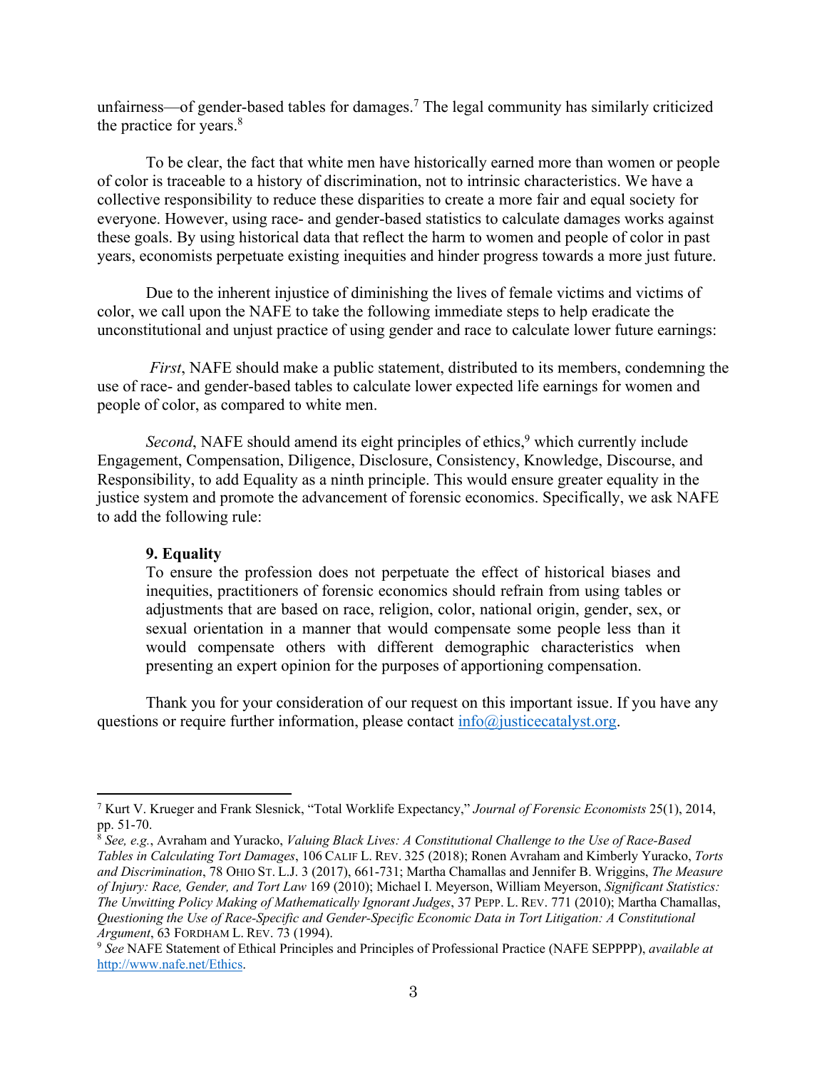unfairness—of gender-based tables for damages.[7] The legal community has similarly criticized the practice for years.[8]

To be clear, the fact that white men have historically earned more than women or people of color is traceable to a history of discrimination, not to intrinsic characteristics. We have a collective responsibility to reduce these disparities to create a more fair and equal society for everyone. However, using race- and gender-based statistics to calculate damages works against these goals. By using historical data that reflect the harm to women and people of color in past years, economists perpetuate existing inequities and hinder progress towards a more just future.

Due to the inherent injustice of diminishing the lives of female victims and victims of color, we call upon the NAFE to take the following immediate steps to help eradicate the unconstitutional and unjust practice of using gender and race to calculate lower future earnings:

*First*, NAFE should make a public statement, distributed to its members, condemning the use of race- and gender-based tables to calculate lower expected life earnings for women and people of color, as compared to white men.

*Second*, NAFE should amend its eight principles of ethics,[9] which currently include Engagement, Compensation, Diligence, Disclosure, Consistency, Knowledge, Discourse, and Responsibility, to add Equality as a ninth principle. This would ensure greater equality in the justice system and promote the advancement of forensic economics. Specifically, we ask NAFE to add the following rule:

> **9. Equality**
> To ensure the profession does not perpetuate the effect of historical biases and inequities, practitioners of forensic economics should refrain from using tables or adjustments that are based on race, religion, color, national origin, gender, sex, or sexual orientation in a manner that would compensate some people less than it would compensate others with different demographic characteristics when presenting an expert opinion for the purposes of apportioning compensation.

Thank you for your consideration of our request on this important issue. If you have any questions or require further information, please contact info@justicecatalyst.org.

---

[7] Kurt V. Krueger and Frank Slesnick, "Total Worklife Expectancy," *Journal of Forensic Economists* 25(1), 2014, pp. 51-70.

[8] *See, e.g.*, Avraham and Yuracko, *Valuing Black Lives: A Constitutional Challenge to the Use of Race-Based Tables in Calculating Tort Damages*, 106 CALIF L. REV. 325 (2018); Ronen Avraham and Kimberly Yuracko, *Torts and Discrimination*, 78 OHIO ST. L.J. 3 (2017), 661-731; Martha Chamallas and Jennifer B. Wriggins, *The Measure of Injury: Race, Gender, and Tort Law* 169 (2010); Michael I. Meyerson, William Meyerson, *Significant Statistics: The Unwitting Policy Making of Mathematically Ignorant Judges*, 37 PEPP. L. REV. 771 (2010); Martha Chamallas, *Questioning the Use of Race-Specific and Gender-Specific Economic Data in Tort Litigation: A Constitutional Argument*, 63 FORDHAM L. REV. 73 (1994).

[9] *See* NAFE Statement of Ethical Principles and Principles of Professional Practice (NAFE SEPPPP), *available at* http://www.nafe.net/Ethics.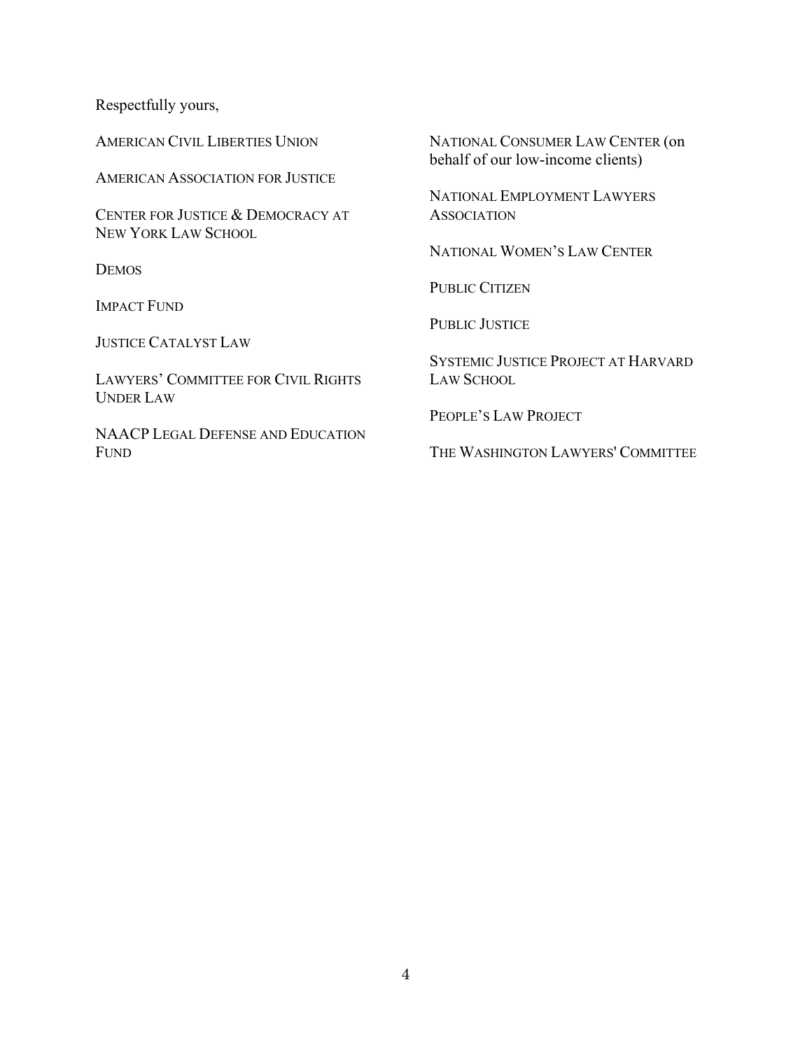Respectfully yours,

AMERICAN CIVIL LIBERTIES UNION

AMERICAN ASSOCIATION FOR JUSTICE

CENTER FOR JUSTICE & DEMOCRACY AT NEW YORK LAW SCHOOL

DEMOS

IMPACT FUND

JUSTICE CATALYST LAW

LAWYERS' COMMITTEE FOR CIVIL RIGHTS UNDER LAW

NAACP LEGAL DEFENSE AND EDUCATION FUND

NATIONAL CONSUMER LAW CENTER (on behalf of our low-income clients)

NATIONAL EMPLOYMENT LAWYERS ASSOCIATION

NATIONAL WOMEN'S LAW CENTER

PUBLIC CITIZEN

PUBLIC JUSTICE

SYSTEMIC JUSTICE PROJECT AT HARVARD LAW SCHOOL

PEOPLE'S LAW PROJECT

THE WASHINGTON LAWYERS' COMMITTEE